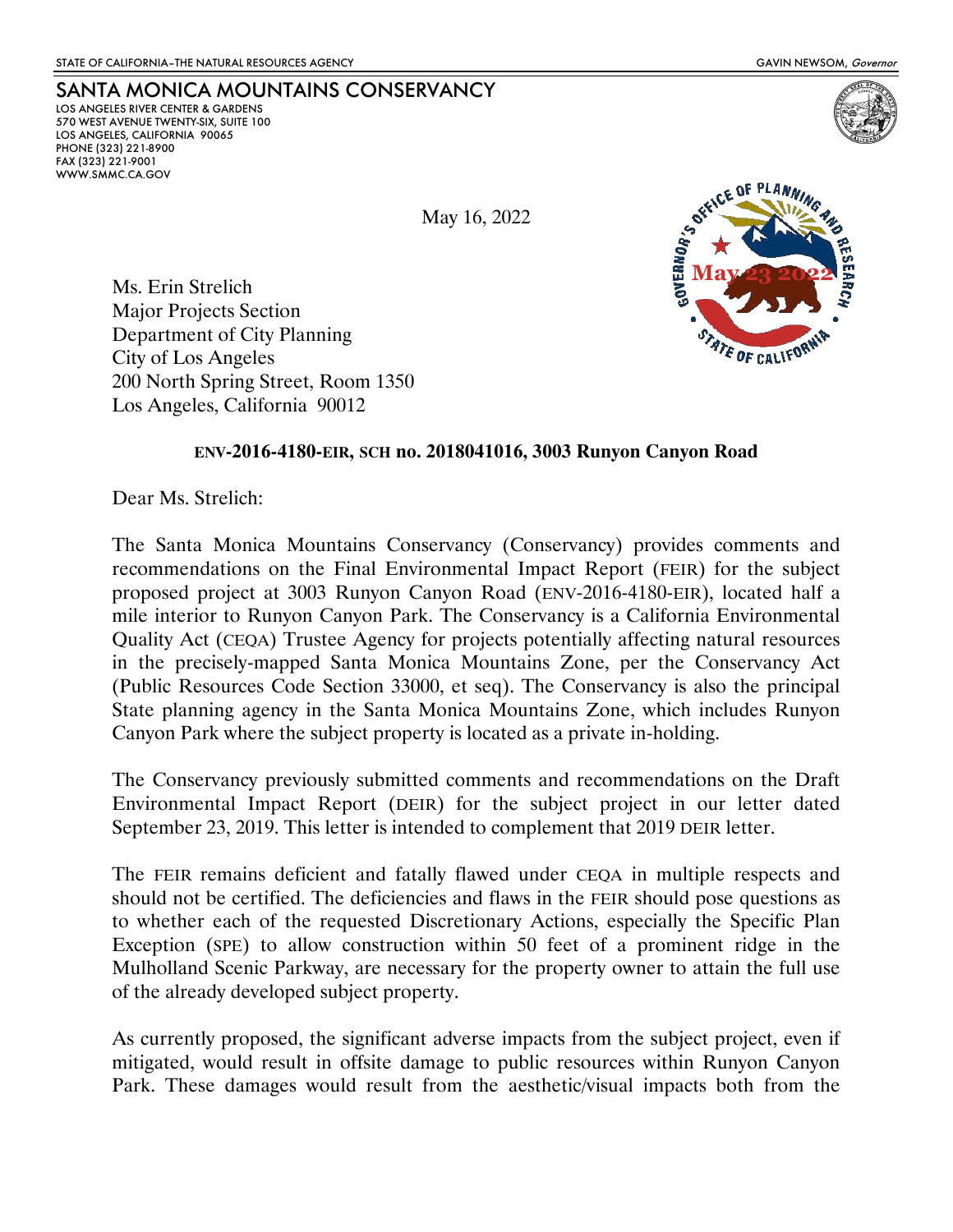STATE OF CALIFORNIA–THE NATURAL RESOURCES AGENCY GAVIN NEWSOM, *Governor*

# SANTA MONICA MOUNTAINS CONSERVANCY

LOS ANGELES RIVER CENTER & GARDENS
570 WEST AVENUE TWENTY-SIX, SUITE 100
LOS ANGELES, CALIFORNIA 90065
PHONE (323) 221-8900
FAX (323) 221-9001
WWW.SMMC.CA.GOV

GOVERNOR'S OFFICE OF PLANNING AND RESEARCH
May 23 2022
STATE OF CALIFORNIA

May 16, 2022

Ms. Erin Strelich
Major Projects Section
Department of City Planning
City of Los Angeles
200 North Spring Street, Room 1350
Los Angeles, California 90012

**ENV-2016-4180-EIR, SCH no. 2018041016, 3003 Runyon Canyon Road**

Dear Ms. Strelich:

The Santa Monica Mountains Conservancy (Conservancy) provides comments and recommendations on the Final Environmental Impact Report (FEIR) for the subject proposed project at 3003 Runyon Canyon Road (ENV-2016-4180-EIR), located half a mile interior to Runyon Canyon Park. The Conservancy is a California Environmental Quality Act (CEQA) Trustee Agency for projects potentially affecting natural resources in the precisely-mapped Santa Monica Mountains Zone, per the Conservancy Act (Public Resources Code Section 33000, et seq). The Conservancy is also the principal State planning agency in the Santa Monica Mountains Zone, which includes Runyon Canyon Park where the subject property is located as a private in-holding.

The Conservancy previously submitted comments and recommendations on the Draft Environmental Impact Report (DEIR) for the subject project in our letter dated September 23, 2019. This letter is intended to complement that 2019 DEIR letter.

The FEIR remains deficient and fatally flawed under CEQA in multiple respects and should not be certified. The deficiencies and flaws in the FEIR should pose questions as to whether each of the requested Discretionary Actions, especially the Specific Plan Exception (SPE) to allow construction within 50 feet of a prominent ridge in the Mulholland Scenic Parkway, are necessary for the property owner to attain the full use of the already developed subject property.

As currently proposed, the significant adverse impacts from the subject project, even if mitigated, would result in offsite damage to public resources within Runyon Canyon Park. These damages would result from the aesthetic/visual impacts both from the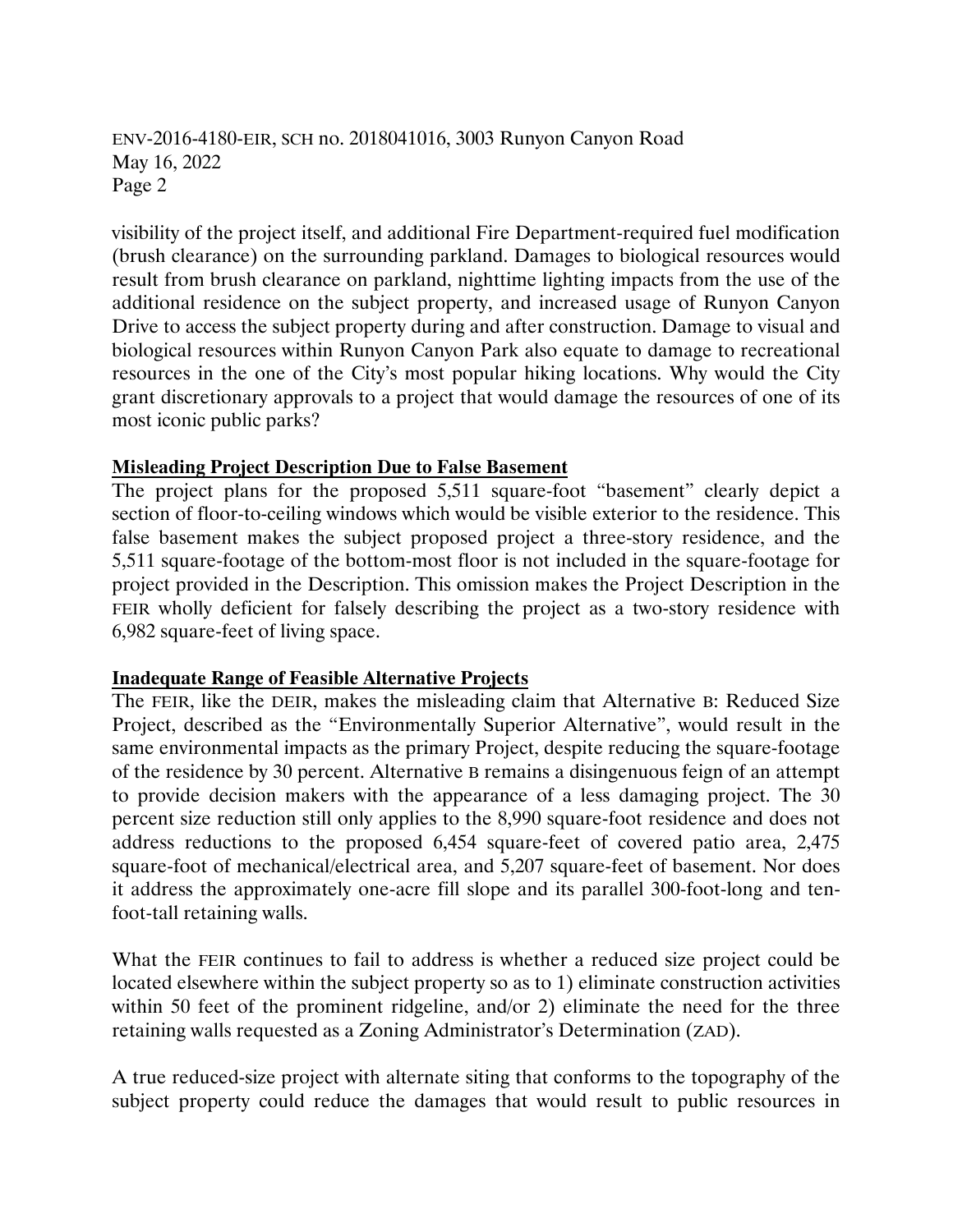visibility of the project itself, and additional Fire Department-required fuel modification (brush clearance) on the surrounding parkland. Damages to biological resources would result from brush clearance on parkland, nighttime lighting impacts from the use of the additional residence on the subject property, and increased usage of Runyon Canyon Drive to access the subject property during and after construction. Damage to visual and biological resources within Runyon Canyon Park also equate to damage to recreational resources in the one of the City's most popular hiking locations. Why would the City grant discretionary approvals to a project that would damage the resources of one of its most iconic public parks?

**Misleading Project Description Due to False Basement**

The project plans for the proposed 5,511 square-foot "basement" clearly depict a section of floor-to-ceiling windows which would be visible exterior to the residence. This false basement makes the subject proposed project a three-story residence, and the 5,511 square-footage of the bottom-most floor is not included in the square-footage for project provided in the Description. This omission makes the Project Description in the FEIR wholly deficient for falsely describing the project as a two-story residence with 6,982 square-feet of living space.

**Inadequate Range of Feasible Alternative Projects**

The FEIR, like the DEIR, makes the misleading claim that Alternative B: Reduced Size Project, described as the "Environmentally Superior Alternative", would result in the same environmental impacts as the primary Project, despite reducing the square-footage of the residence by 30 percent. Alternative B remains a disingenuous feign of an attempt to provide decision makers with the appearance of a less damaging project. The 30 percent size reduction still only applies to the 8,990 square-foot residence and does not address reductions to the proposed 6,454 square-feet of covered patio area, 2,475 square-foot of mechanical/electrical area, and 5,207 square-feet of basement. Nor does it address the approximately one-acre fill slope and its parallel 300-foot-long and ten-foot-tall retaining walls.

What the FEIR continues to fail to address is whether a reduced size project could be located elsewhere within the subject property so as to 1) eliminate construction activities within 50 feet of the prominent ridgeline, and/or 2) eliminate the need for the three retaining walls requested as a Zoning Administrator's Determination (ZAD).

A true reduced-size project with alternate siting that conforms to the topography of the subject property could reduce the damages that would result to public resources in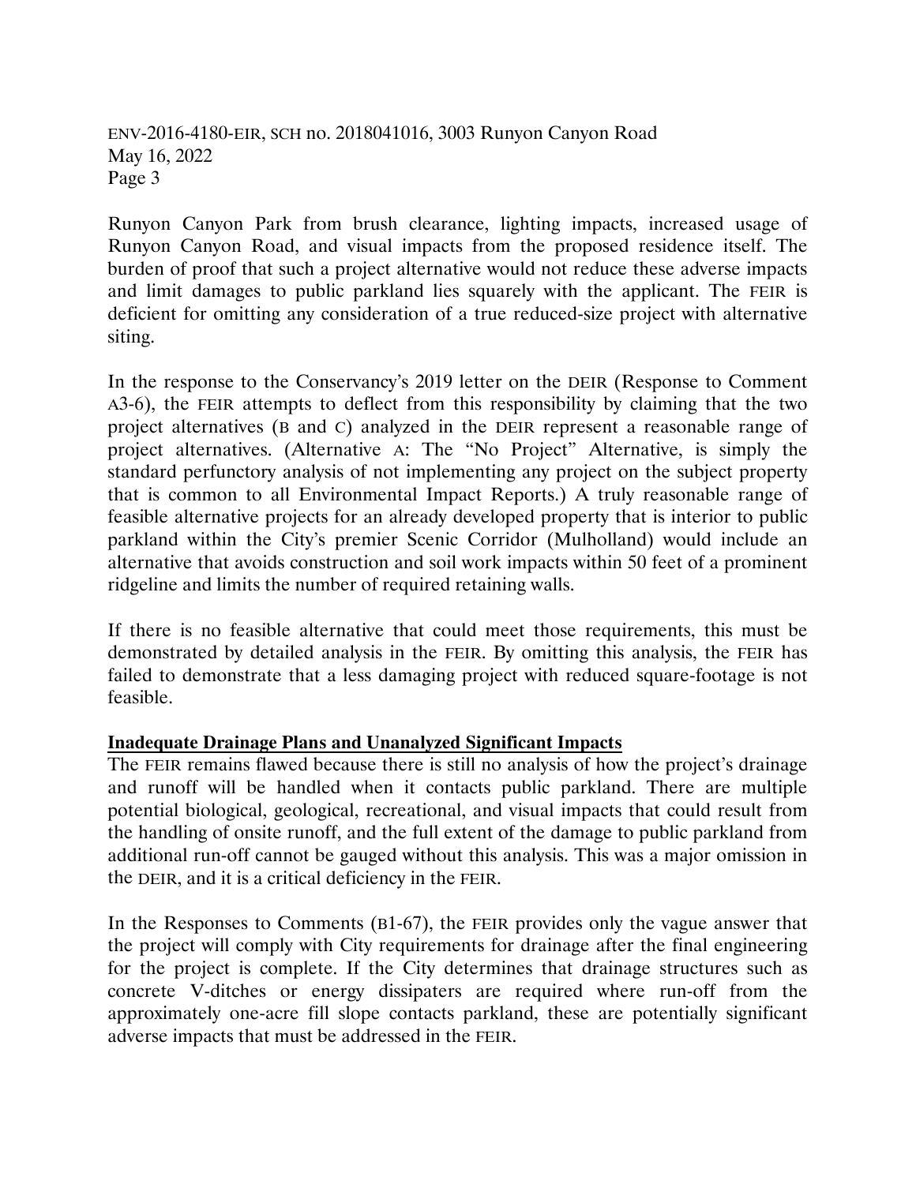Runyon Canyon Park from brush clearance, lighting impacts, increased usage of Runyon Canyon Road, and visual impacts from the proposed residence itself. The burden of proof that such a project alternative would not reduce these adverse impacts and limit damages to public parkland lies squarely with the applicant. The FEIR is deficient for omitting any consideration of a true reduced-size project with alternative siting.

In the response to the Conservancy's 2019 letter on the DEIR (Response to Comment A3-6), the FEIR attempts to deflect from this responsibility by claiming that the two project alternatives (B and C) analyzed in the DEIR represent a reasonable range of project alternatives. (Alternative A: The "No Project" Alternative, is simply the standard perfunctory analysis of not implementing any project on the subject property that is common to all Environmental Impact Reports.) A truly reasonable range of feasible alternative projects for an already developed property that is interior to public parkland within the City's premier Scenic Corridor (Mulholland) would include an alternative that avoids construction and soil work impacts within 50 feet of a prominent ridgeline and limits the number of required retaining walls.

If there is no feasible alternative that could meet those requirements, this must be demonstrated by detailed analysis in the FEIR. By omitting this analysis, the FEIR has failed to demonstrate that a less damaging project with reduced square-footage is not feasible.

**Inadequate Drainage Plans and Unanalyzed Significant Impacts**

The FEIR remains flawed because there is still no analysis of how the project's drainage and runoff will be handled when it contacts public parkland. There are multiple potential biological, geological, recreational, and visual impacts that could result from the handling of onsite runoff, and the full extent of the damage to public parkland from additional run-off cannot be gauged without this analysis. This was a major omission in the DEIR, and it is a critical deficiency in the FEIR.

In the Responses to Comments (B1-67), the FEIR provides only the vague answer that the project will comply with City requirements for drainage after the final engineering for the project is complete. If the City determines that drainage structures such as concrete V-ditches or energy dissipaters are required where run-off from the approximately one-acre fill slope contacts parkland, these are potentially significant adverse impacts that must be addressed in the FEIR.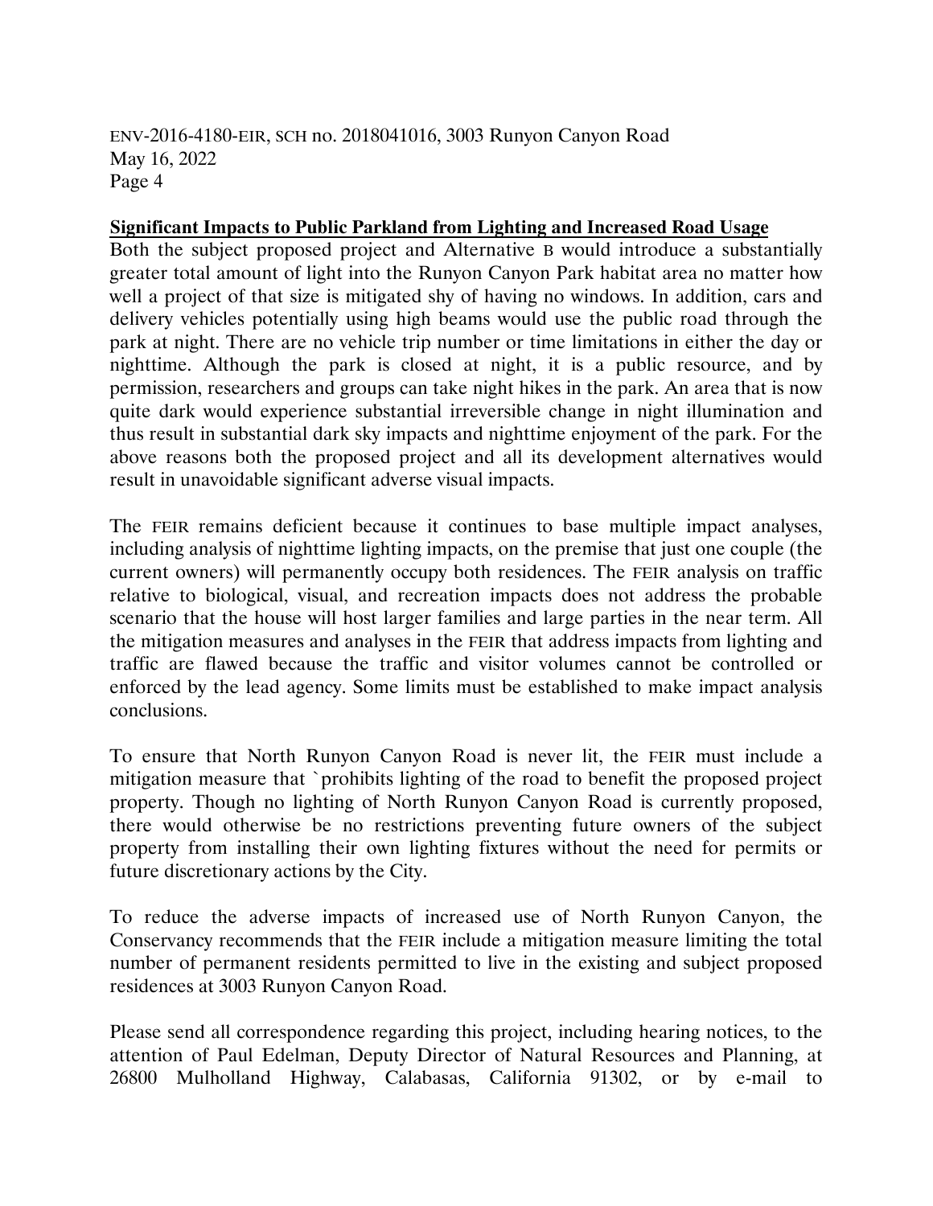**Significant Impacts to Public Parkland from Lighting and Increased Road Usage**

Both the subject proposed project and Alternative B would introduce a substantially greater total amount of light into the Runyon Canyon Park habitat area no matter how well a project of that size is mitigated shy of having no windows. In addition, cars and delivery vehicles potentially using high beams would use the public road through the park at night. There are no vehicle trip number or time limitations in either the day or nighttime. Although the park is closed at night, it is a public resource, and by permission, researchers and groups can take night hikes in the park. An area that is now quite dark would experience substantial irreversible change in night illumination and thus result in substantial dark sky impacts and nighttime enjoyment of the park. For the above reasons both the proposed project and all its development alternatives would result in unavoidable significant adverse visual impacts.

The FEIR remains deficient because it continues to base multiple impact analyses, including analysis of nighttime lighting impacts, on the premise that just one couple (the current owners) will permanently occupy both residences. The FEIR analysis on traffic relative to biological, visual, and recreation impacts does not address the probable scenario that the house will host larger families and large parties in the near term. All the mitigation measures and analyses in the FEIR that address impacts from lighting and traffic are flawed because the traffic and visitor volumes cannot be controlled or enforced by the lead agency. Some limits must be established to make impact analysis conclusions.

To ensure that North Runyon Canyon Road is never lit, the FEIR must include a mitigation measure that `prohibits lighting of the road to benefit the proposed project property. Though no lighting of North Runyon Canyon Road is currently proposed, there would otherwise be no restrictions preventing future owners of the subject property from installing their own lighting fixtures without the need for permits or future discretionary actions by the City.

To reduce the adverse impacts of increased use of North Runyon Canyon, the Conservancy recommends that the FEIR include a mitigation measure limiting the total number of permanent residents permitted to live in the existing and subject proposed residences at 3003 Runyon Canyon Road.

Please send all correspondence regarding this project, including hearing notices, to the attention of Paul Edelman, Deputy Director of Natural Resources and Planning, at 26800 Mulholland Highway, Calabasas, California 91302, or by e-mail to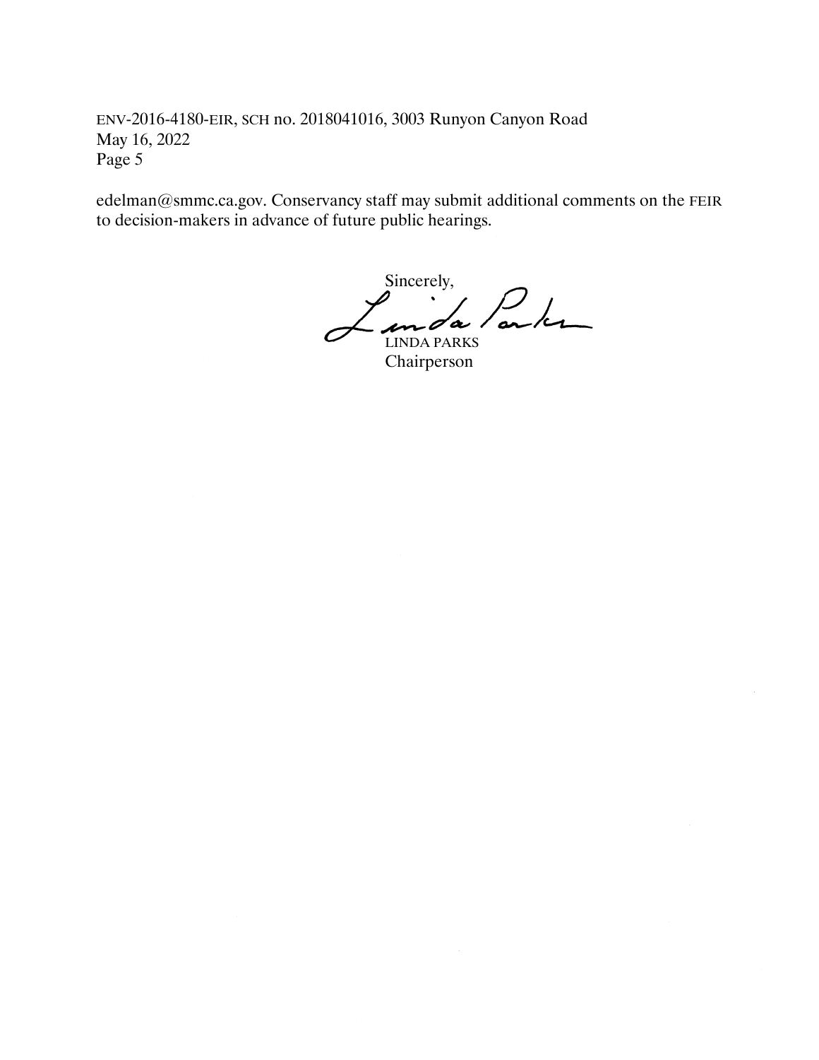edelman@smmc.ca.gov. Conservancy staff may submit additional comments on the FEIR to decision-makers in advance of future public hearings.

Sincerely,

LINDA PARKS
Chairperson